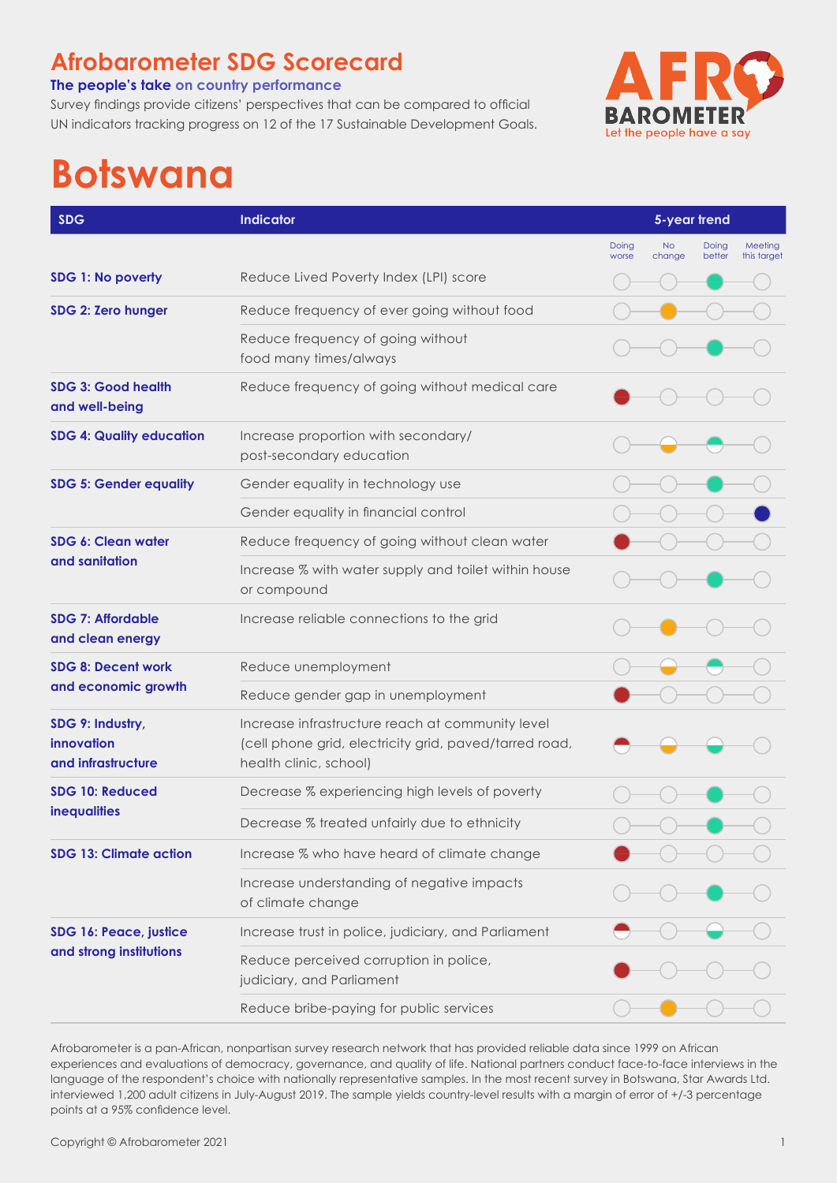# Afrobarometer SDG Scorecard

**The people's take on country performance**

Survey findings provide citizens' perspectives that can be compared to official UN indicators tracking progress on 12 of the 17 Sustainable Development Goals.

AFRO BAROMETER
Let the people have a say

# Botswana

| SDG | Indicator | 5-year trend | | | |
|---|---|---|---|---|---|
| | | Doing worse | No change | Doing better | Meeting this target |
| SDG 1: No poverty | Reduce Lived Poverty Index (LPI) score | | | ● | |
| SDG 2: Zero hunger | Reduce frequency of ever going without food | | ● | | |
| | Reduce frequency of going without food many times/always | | | ● | |
| SDG 3: Good health and well-being | Reduce frequency of going without medical care | ● | | | |
| SDG 4: Quality education | Increase proportion with secondary/ post-secondary education | | ◐ | ◐ | |
| SDG 5: Gender equality | Gender equality in technology use | | | ● | |
| | Gender equality in financial control | | | | ● |
| SDG 6: Clean water and sanitation | Reduce frequency of going without clean water | ● | | | |
| | Increase % with water supply and toilet within house or compound | | | ● | |
| SDG 7: Affordable and clean energy | Increase reliable connections to the grid | | ● | | |
| SDG 8: Decent work and economic growth | Reduce unemployment | | ◐ | ◐ | |
| | Reduce gender gap in unemployment | ● | | | |
| SDG 9: Industry, innovation and infrastructure | Increase infrastructure reach at community level (cell phone grid, electricity grid, paved/tarred road, health clinic, school) | ◐ | ◐ | ◐ | |
| SDG 10: Reduced inequalities | Decrease % experiencing high levels of poverty | | | ● | |
| | Decrease % treated unfairly due to ethnicity | | | ● | |
| SDG 13: Climate action | Increase % who have heard of climate change | ● | | | |
| | Increase understanding of negative impacts of climate change | | | ● | |
| SDG 16: Peace, justice and strong institutions | Increase trust in police, judiciary, and Parliament | ◐ | | ◐ | |
| | Reduce perceived corruption in police, judiciary, and Parliament | ● | | | |
| | Reduce bribe-paying for public services | | ● | | |

Afrobarometer is a pan-African, nonpartisan survey research network that has provided reliable data since 1999 on African experiences and evaluations of democracy, governance, and quality of life. National partners conduct face-to-face interviews in the language of the respondent's choice with nationally representative samples. In the most recent survey in Botswana, Star Awards Ltd. interviewed 1,200 adult citizens in July-August 2019. The sample yields country-level results with a margin of error of +/-3 percentage points at a 95% confidence level.

Copyright © Afrobarometer 2021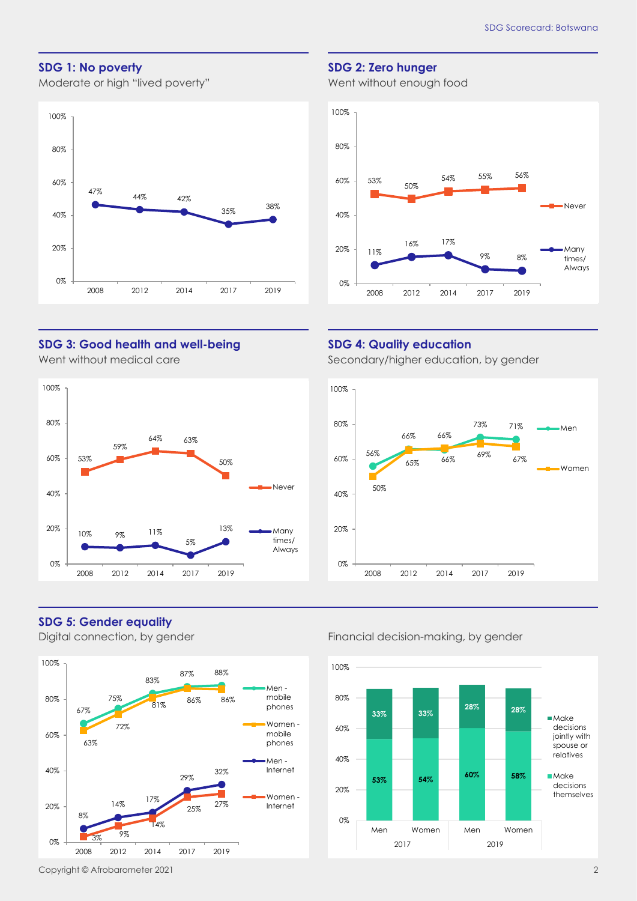## SDG 1: No poverty

Moderate or high "lived poverty"

| Year | Moderate or high "lived poverty" |
|---|---|
| 2008 | 47% |
| 2012 | 44% |
| 2014 | 42% |
| 2017 | 35% |
| 2019 | 38% |

## SDG 2: Zero hunger

Went without enough food

| Year | Never | Many times/Always |
|---|---|---|
| 2008 | 53% | 11% |
| 2012 | 50% | 16% |
| 2014 | 54% | 17% |
| 2017 | 55% | 9% |
| 2019 | 56% | 8% |

## SDG 3: Good health and well-being

Went without medical care

| Year | Never | Many times/Always |
|---|---|---|
| 2008 | 53% | 10% |
| 2012 | 59% | 9% |
| 2014 | 64% | 11% |
| 2017 | 63% | 5% |
| 2019 | 50% | 13% |

## SDG 4: Quality education

Secondary/higher education, by gender

| Year | Men | Women |
|---|---|---|
| 2008 | 56% | 50% |
| 2012 | 66% | 65% |
| 2014 | 66% | 66% |
| 2017 | 73% | 69% |
| 2019 | 71% | 67% |

## SDG 5: Gender equality

Digital connection, by gender

| Year | Men - mobile phones | Women - mobile phones | Men - Internet | Women - Internet |
|---|---|---|---|---|
| 2008 | 67% | 63% | 8% | 3% |
| 2012 | 75% | 72% | 14% | 9% |
| 2014 | 83% | 81% | 17% | 14% |
| 2017 | 87% | 86% | 29% | 25% |
| 2019 | 88% | 86% | 32% | 27% |

Financial decision-making, by gender

| | 2017 Men | 2017 Women | 2019 Men | 2019 Women |
|---|---|---|---|---|
| Make decisions jointly with spouse or relatives | 33% | 33% | 28% | 28% |
| Make decisions themselves | 53% | 54% | 60% | 58% |

Copyright © Afrobarometer 2021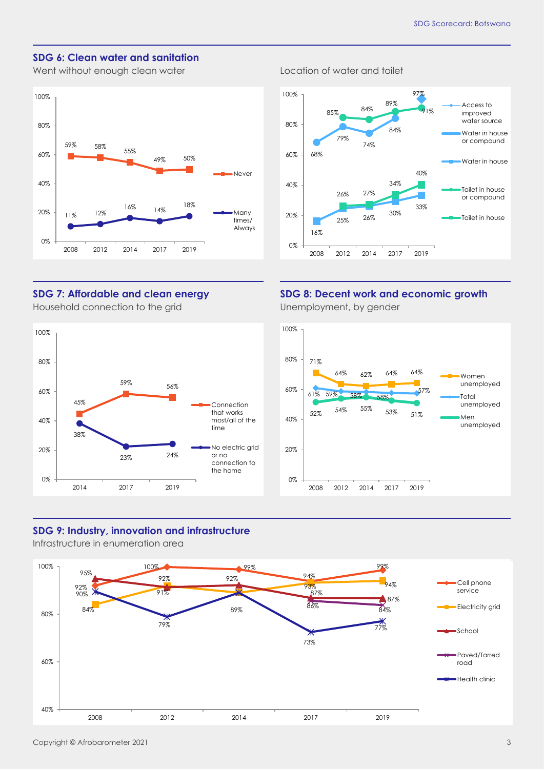## SDG 6: Clean water and sanitation

Went without enough clean water

| | 2008 | 2012 | 2014 | 2017 | 2019 |
|---|---|---|---|---|---|
| Never | 59% | 58% | 55% | 49% | 50% |
| Many times/ Always | 11% | 12% | 16% | 14% | 18% |

Location of water and toilet

| | 2008 | 2012 | 2014 | 2017 | 2019 |
|---|---|---|---|---|---|
| Access to improved water source | | | | | 97% |
| Water in house or compound | 68% | 79% | 74% | 84% | |
| Water in house | 16% | 25% | 26% | 30% | 33% |
| Toilet in house or compound | | 85% | 84% | 89% | 91% |
| Toilet in house | | 26% | 27% | 34% | 40% |

## SDG 7: Affordable and clean energy

Household connection to the grid

| | 2014 | 2017 | 2019 |
|---|---|---|---|
| Connection that works most/all of the time | 45% | 59% | 56% |
| No electric grid or no connection to the home | 38% | 23% | 24% |

## SDG 8: Decent work and economic growth

Unemployment, by gender

| | 2008 | 2012 | 2014 | 2017 | 2019 |
|---|---|---|---|---|---|
| Women unemployed | 71% | 64% | 62% | 64% | 64% |
| Total unemployed | 61% | 59% | 58% | 58% | 57% |
| Men unemployed | 52% | 54% | 55% | 53% | 51% |

## SDG 9: Industry, innovation and infrastructure

Infrastructure in enumeration area

| | 2008 | 2012 | 2014 | 2017 | 2019 |
|---|---|---|---|---|---|
| Cell phone service | 92% | 100% | 99% | 94% | 99% |
| Electricity grid | 84% | 92% | 89% | 93% | 94% |
| School | 95% | 91% | 92% | 87% | 87% |
| Paved/Tarred road | | | | 86% | 84% |
| Health clinic | 90% | 79% | 89% | 73% | 77% |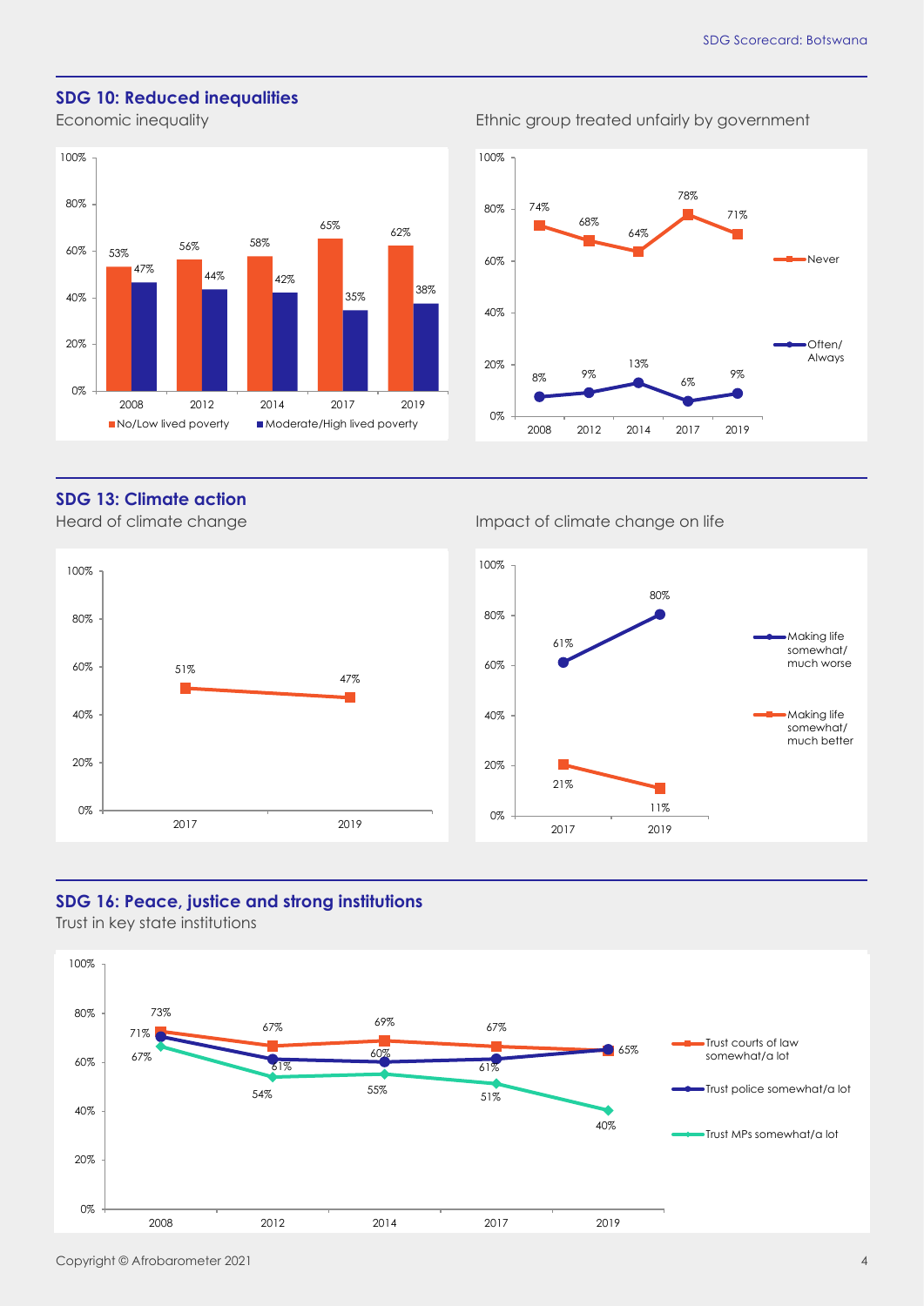## SDG 10: Reduced inequalities

Economic inequality

| | 2008 | 2012 | 2014 | 2017 | 2019 |
|---|---|---|---|---|---|
| No/Low lived poverty | 53% | 56% | 58% | 65% | 62% |
| Moderate/High lived poverty | 47% | 44% | 42% | 35% | 38% |

Ethnic group treated unfairly by government

| | 2008 | 2012 | 2014 | 2017 | 2019 |
|---|---|---|---|---|---|
| Never | 74% | 68% | 64% | 78% | 71% |
| Often/ Always | 8% | 9% | 13% | 6% | 9% |

## SDG 13: Climate action

Heard of climate change

| 2017 | 2019 |
|---|---|
| 51% | 47% |

Impact of climate change on life

| | 2017 | 2019 |
|---|---|---|
| Making life somewhat/ much worse | 61% | 80% |
| Making life somewhat/ much better | 21% | 11% |

## SDG 16: Peace, justice and strong institutions

Trust in key state institutions

| | 2008 | 2012 | 2014 | 2017 | 2019 |
|---|---|---|---|---|---|
| Trust courts of law somewhat/a lot | 73% | 67% | 69% | 67% | 65% |
| Trust police somewhat/a lot | 71% | 61% | 60% | 61% | 65% |
| Trust MPs somewhat/a lot | 67% | 54% | 55% | 51% | 40% |

Copyright © Afrobarometer 2021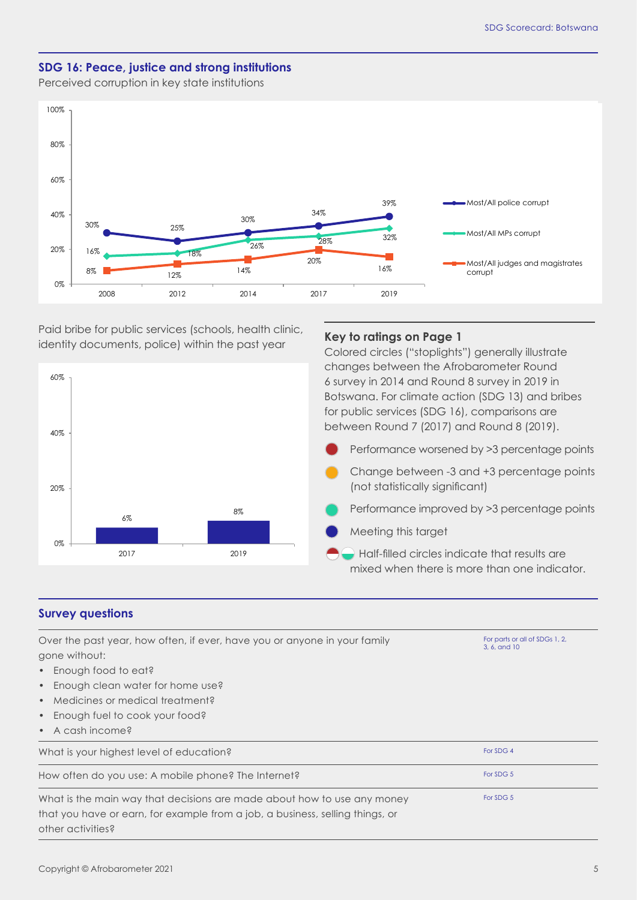## SDG 16: Peace, justice and strong institutions

Perceived corruption in key state institutions

| | 2008 | 2012 | 2014 | 2017 | 2019 |
|---|---|---|---|---|---|
| Most/All police corrupt | 30% | 25% | 30% | 34% | 39% |
| Most/All MPs corrupt | 16% | 18% | 26% | 28% | 32% |
| Most/All judges and magistrates corrupt | 8% | 12% | 14% | 20% | 16% |

Paid bribe for public services (schools, health clinic, identity documents, police) within the past year

| 2017 | 2019 |
|---|---|
| 6% | 8% |

### Key to ratings on Page 1

Colored circles ("stoplights") generally illustrate changes between the Afrobarometer Round 6 survey in 2014 and Round 8 survey in 2019 in Botswana. For climate action (SDG 13) and bribes for public services (SDG 16), comparisons are between Round 7 (2017) and Round 8 (2019).

- Performance worsened by >3 percentage points
- Change between -3 and +3 percentage points (not statistically significant)
- Performance improved by >3 percentage points
- Meeting this target
- Half-filled circles indicate that results are mixed when there is more than one indicator.

## Survey questions

| Question | SDG |
|---|---|
| Over the past year, how often, if ever, have you or anyone in your family gone without: <br>• Enough food to eat? <br>• Enough clean water for home use? <br>• Medicines or medical treatment? <br>• Enough fuel to cook your food? <br>• A cash income? | For parts or all of SDGs 1, 2, 3, 6, and 10 |
| What is your highest level of education? | For SDG 4 |
| How often do you use: A mobile phone? The Internet? | For SDG 5 |
| What is the main way that decisions are made about how to use any money that you have or earn, for example from a job, a business, selling things, or other activities? | For SDG 5 |

Copyright © Afrobarometer 2021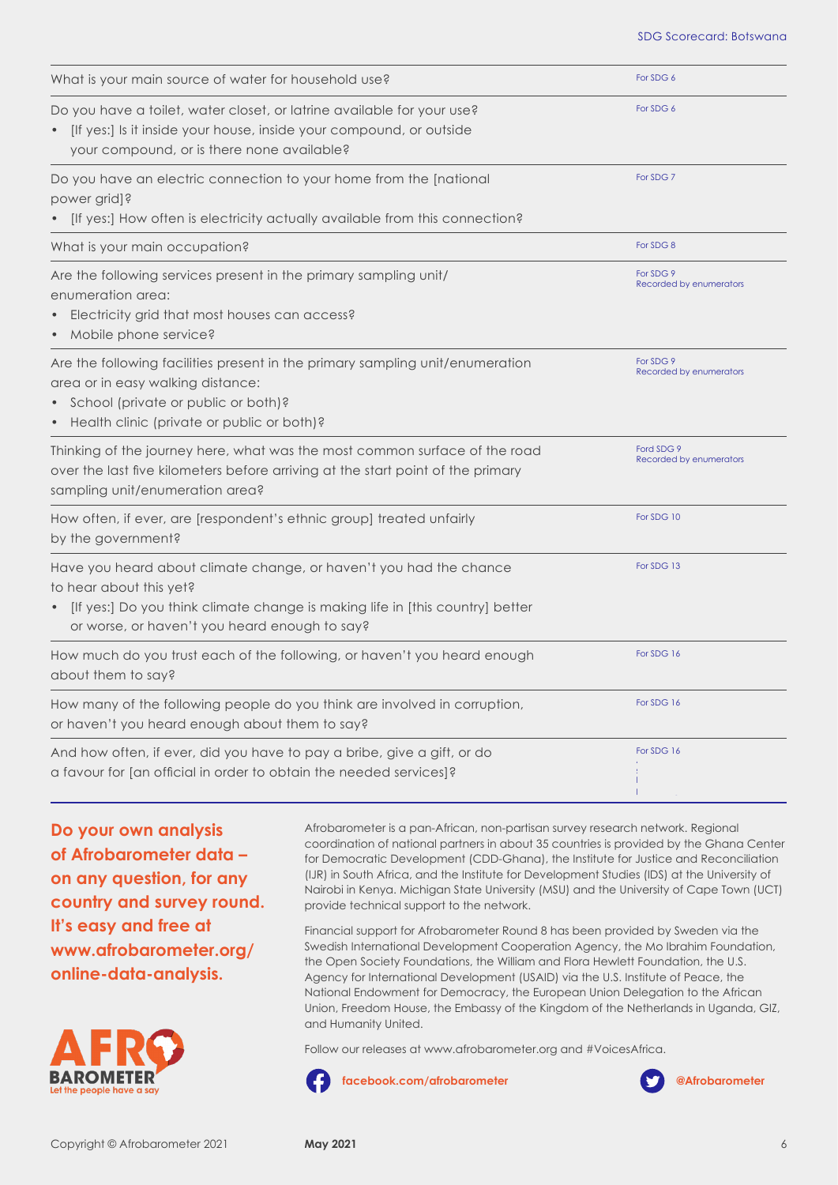| | |
|---|---|
| What is your main source of water for household use? | For SDG 6 |
| Do you have a toilet, water closet, or latrine available for your use?<br>• [If yes:] Is it inside your house, inside your compound, or outside your compound, or is there none available? | For SDG 6 |
| Do you have an electric connection to your home from the [national power grid]?<br>• [If yes:] How often is electricity actually available from this connection? | For SDG 7 |
| What is your main occupation? | For SDG 8 |
| Are the following services present in the primary sampling unit/ enumeration area:<br>• Electricity grid that most houses can access?<br>• Mobile phone service? | For SDG 9<br>Recorded by enumerators |
| Are the following facilities present in the primary sampling unit/enumeration area or in easy walking distance:<br>• School (private or public or both)?<br>• Health clinic (private or public or both)? | For SDG 9<br>Recorded by enumerators |
| Thinking of the journey here, what was the most common surface of the road over the last five kilometers before arriving at the start point of the primary sampling unit/enumeration area? | Ford SDG 9<br>Recorded by enumerators |
| How often, if ever, are [respondent's ethnic group] treated unfairly by the government? | For SDG 10 |
| Have you heard about climate change, or haven't you had the chance to hear about this yet?<br>• [If yes:] Do you think climate change is making life in [this country] better or worse, or haven't you heard enough to say? | For SDG 13 |
| How much do you trust each of the following, or haven't you heard enough about them to say? | For SDG 16 |
| How many of the following people do you think are involved in corruption, or haven't you heard enough about them to say? | For SDG 16 |
| And how often, if ever, did you have to pay a bribe, give a gift, or do a favour for [an official in order to obtain the needed services]? | For SDG 16 |

**Do your own analysis of Afrobarometer data – on any question, for any country and survey round. It's easy and free at www.afrobarometer.org/ online-data-analysis.**

Afrobarometer is a pan-African, non-partisan survey research network. Regional coordination of national partners in about 35 countries is provided by the Ghana Center for Democratic Development (CDD-Ghana), the Institute for Justice and Reconciliation (IJR) in South Africa, and the Institute for Development Studies (IDS) at the University of Nairobi in Kenya. Michigan State University (MSU) and the University of Cape Town (UCT) provide technical support to the network.

Financial support for Afrobarometer Round 8 has been provided by Sweden via the Swedish International Development Cooperation Agency, the Mo Ibrahim Foundation, the Open Society Foundations, the William and Flora Hewlett Foundation, the U.S. Agency for International Development (USAID) via the U.S. Institute of Peace, the National Endowment for Democracy, the European Union Delegation to the African Union, Freedom House, the Embassy of the Kingdom of the Netherlands in Uganda, GIZ, and Humanity United.

Follow our releases at www.afrobarometer.org and #VoicesAfrica.

AFROBAROMETER
Let the people have a say

facebook.com/afrobarometer

@Afrobarometer

Copyright © Afrobarometer 2021

**May 2021**